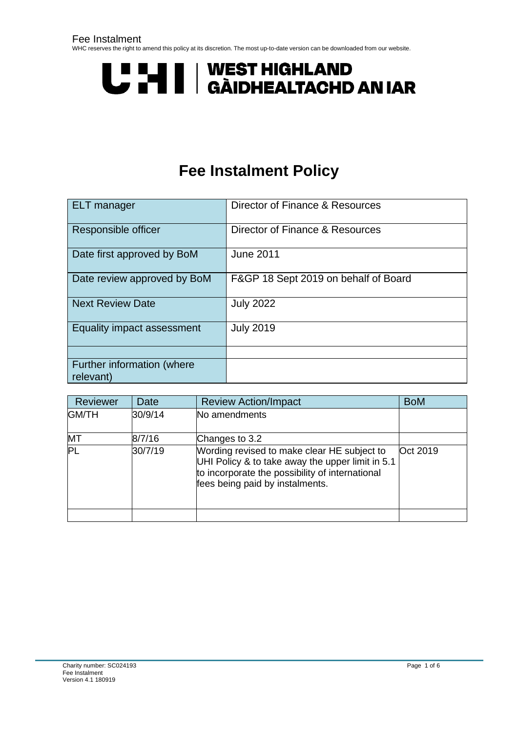Fee Instalment
WHC reserves the right to amend this policy at its discretion. The most up-to-date version can be downloaded from our website.

UHI | WEST HIGHLAND
GÀIDHEALTACHD AN IAR

# Fee Instalment Policy

| | |
|---|---|
| ELT manager | Director of Finance & Resources |
| Responsible officer | Director of Finance & Resources |
| Date first approved by BoM | June 2011 |
| Date review approved by BoM | F&GP 18 Sept 2019 on behalf of Board |
| Next Review Date | July 2022 |
| Equality impact assessment | July 2019 |
| | |
| Further information (where relevant) | |

| Reviewer | Date | Review Action/Impact | BoM |
|---|---|---|---|
| GM/TH | 30/9/14 | No amendments | |
| MT | 8/7/16 | Changes to 3.2 | |
| PL | 30/7/19 | Wording revised to make clear HE subject to UHI Policy & to take away the upper limit in 5.1 to incorporate the possibility of international fees being paid by instalments. | Oct 2019 |
| | | | |

Charity number: SC024193
Fee Instalment
Version 4.1 180919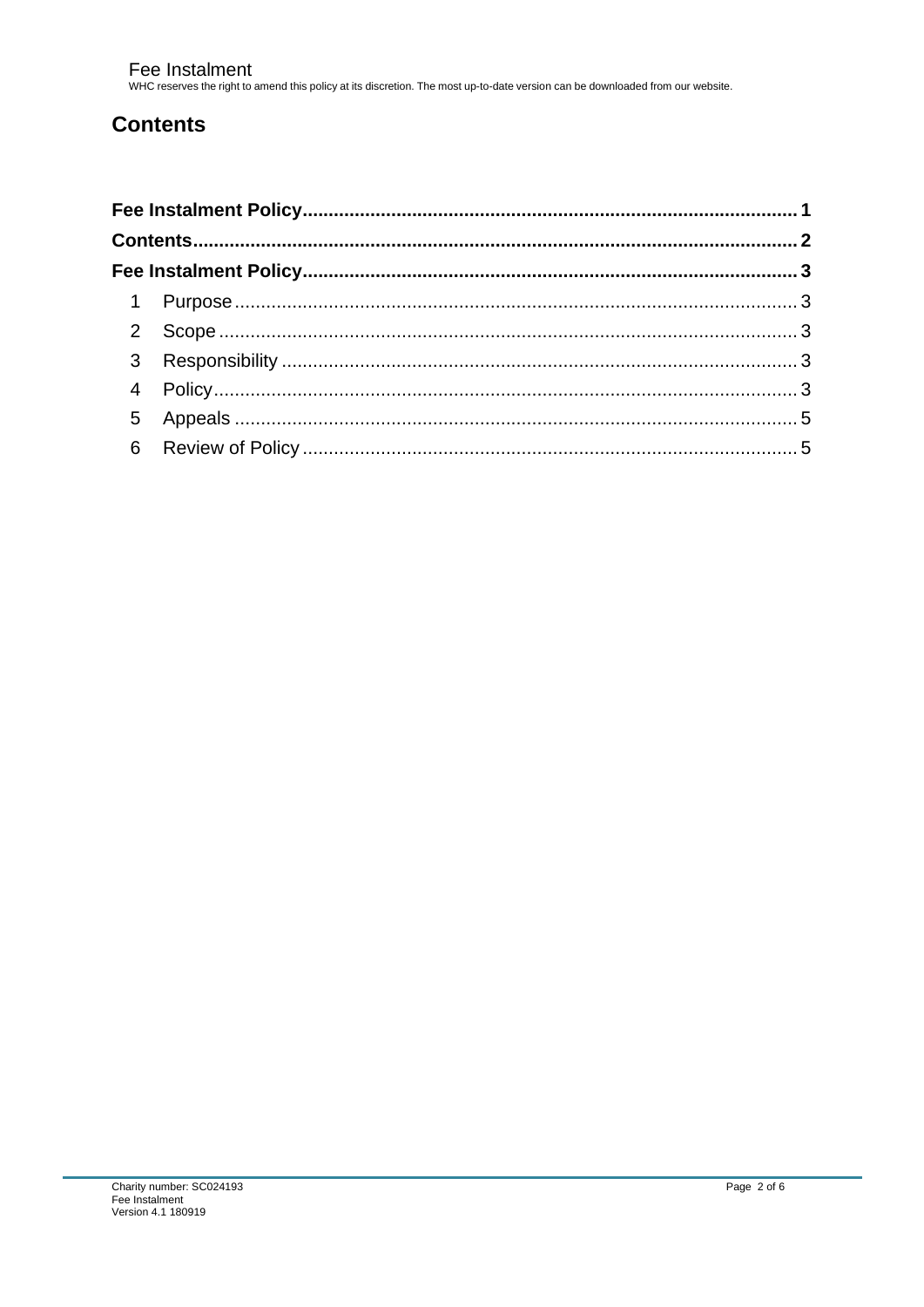## Contents

**Fee Instalment Policy**.............................................................................................**1**
**Contents**..................................................................................................................**2**
**Fee Instalment Policy**.............................................................................................**3**

1 Purpose.........................................................................................................3
2 Scope ............................................................................................................3
3 Responsibility ................................................................................................3
4 Policy.............................................................................................................3
5 Appeals .........................................................................................................5
6 Review of Policy ............................................................................................5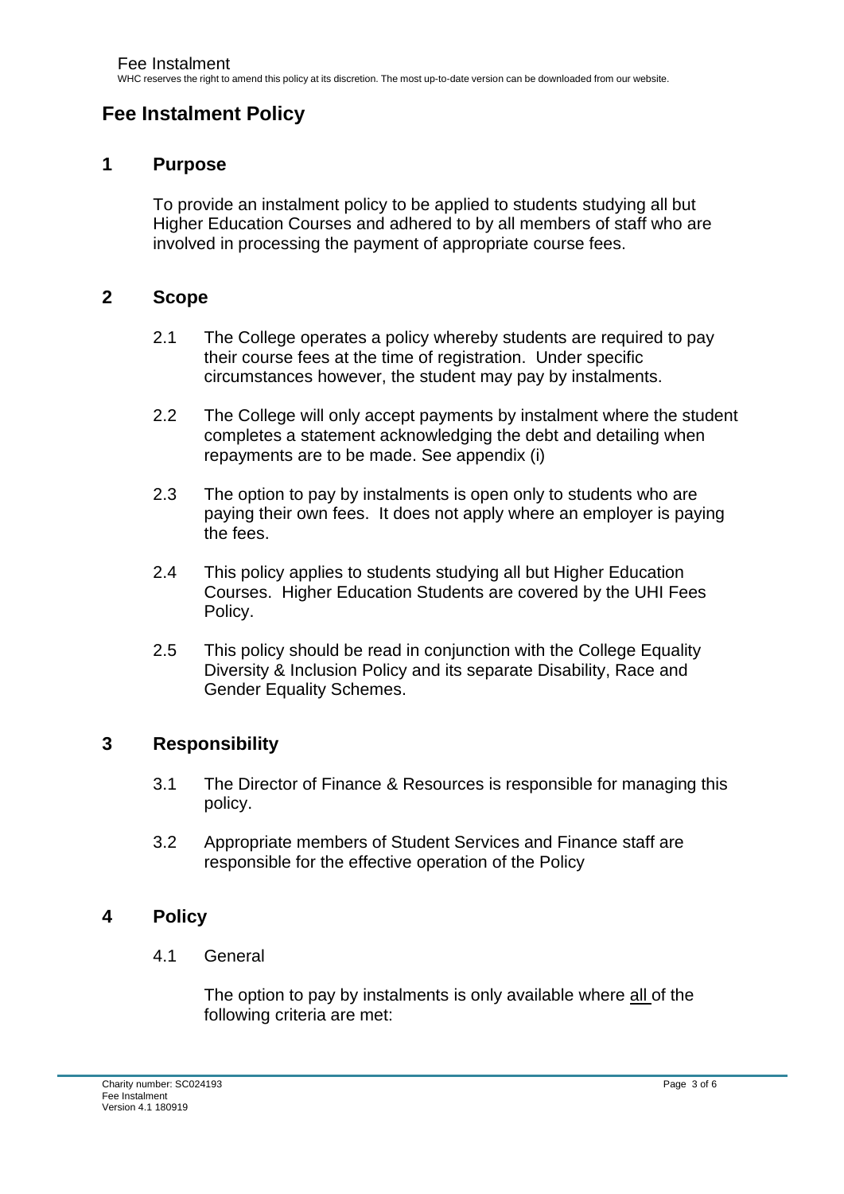# Fee Instalment Policy

## 1 Purpose

To provide an instalment policy to be applied to students studying all but Higher Education Courses and adhered to by all members of staff who are involved in processing the payment of appropriate course fees.

## 2 Scope

2.1 The College operates a policy whereby students are required to pay their course fees at the time of registration. Under specific circumstances however, the student may pay by instalments.

2.2 The College will only accept payments by instalment where the student completes a statement acknowledging the debt and detailing when repayments are to be made. See appendix (i)

2.3 The option to pay by instalments is open only to students who are paying their own fees. It does not apply where an employer is paying the fees.

2.4 This policy applies to students studying all but Higher Education Courses. Higher Education Students are covered by the UHI Fees Policy.

2.5 This policy should be read in conjunction with the College Equality Diversity & Inclusion Policy and its separate Disability, Race and Gender Equality Schemes.

## 3 Responsibility

3.1 The Director of Finance & Resources is responsible for managing this policy.

3.2 Appropriate members of Student Services and Finance staff are responsible for the effective operation of the Policy

## 4 Policy

4.1 General

The option to pay by instalments is only available where <u>all</u> of the following criteria are met: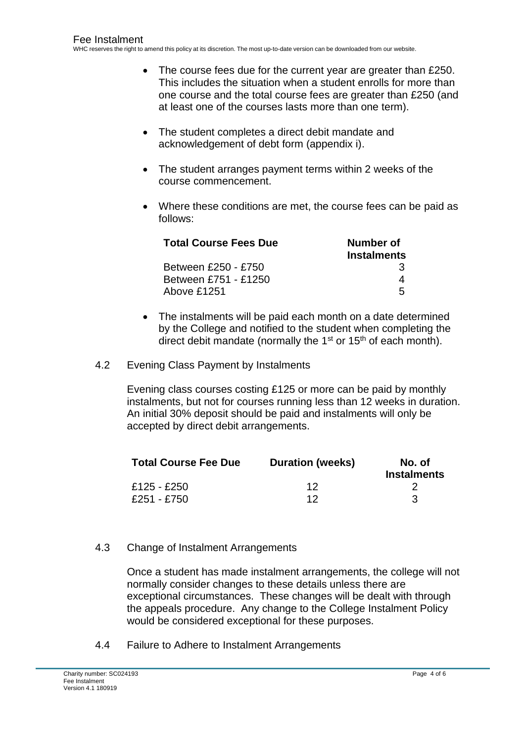- The course fees due for the current year are greater than £250. This includes the situation when a student enrolls for more than one course and the total course fees are greater than £250 (and at least one of the courses lasts more than one term).

- The student completes a direct debit mandate and acknowledgement of debt form (appendix i).

- The student arranges payment terms within 2 weeks of the course commencement.

- Where these conditions are met, the course fees can be paid as follows:

| Total Course Fees Due | Number of Instalments |
|---|---|
| Between £250 - £750 | 3 |
| Between £751 - £1250 | 4 |
| Above £1251 | 5 |

- The instalments will be paid each month on a date determined by the College and notified to the student when completing the direct debit mandate (normally the 1st or 15th of each month).

## 4.2 Evening Class Payment by Instalments

Evening class courses costing £125 or more can be paid by monthly instalments, but not for courses running less than 12 weeks in duration. An initial 30% deposit should be paid and instalments will only be accepted by direct debit arrangements.

| Total Course Fee Due | Duration (weeks) | No. of Instalments |
|---|---|---|
| £125 - £250 | 12 | 2 |
| £251 - £750 | 12 | 3 |

## 4.3 Change of Instalment Arrangements

Once a student has made instalment arrangements, the college will not normally consider changes to these details unless there are exceptional circumstances. These changes will be dealt with through the appeals procedure. Any change to the College Instalment Policy would be considered exceptional for these purposes.

## 4.4 Failure to Adhere to Instalment Arrangements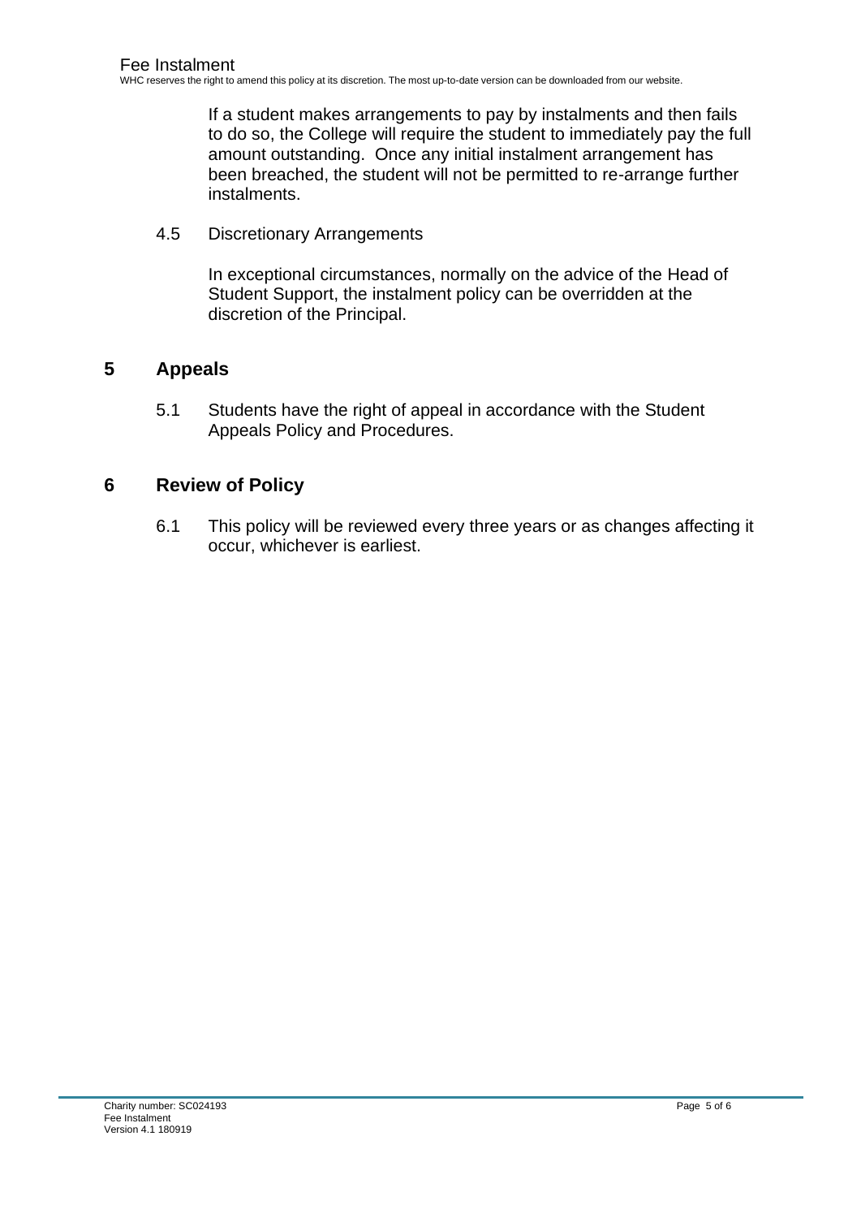If a student makes arrangements to pay by instalments and then fails to do so, the College will require the student to immediately pay the full amount outstanding. Once any initial instalment arrangement has been breached, the student will not be permitted to re-arrange further instalments.

4.5 Discretionary Arrangements

In exceptional circumstances, normally on the advice of the Head of Student Support, the instalment policy can be overridden at the discretion of the Principal.

## 5 Appeals

5.1 Students have the right of appeal in accordance with the Student Appeals Policy and Procedures.

## 6 Review of Policy

6.1 This policy will be reviewed every three years or as changes affecting it occur, whichever is earliest.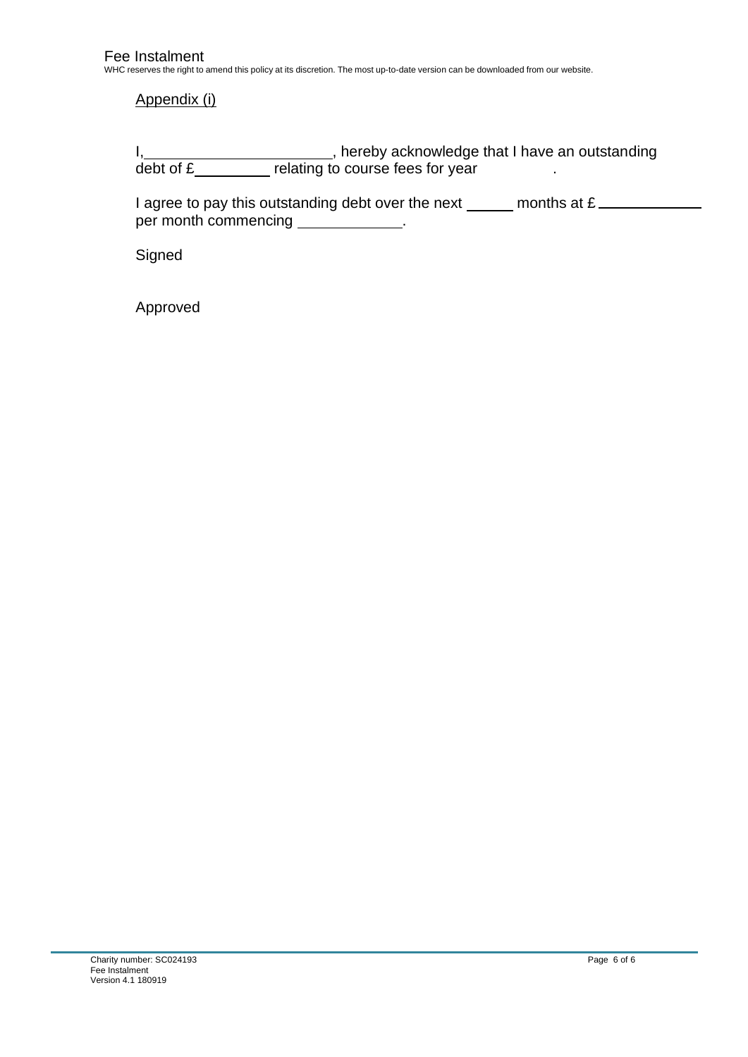Appendix (i)

I,______________________, hereby acknowledge that I have an outstanding debt of £_________ relating to course fees for year .

I agree to pay this outstanding debt over the next ______ months at £_____________ per month commencing ____________.

Signed

Approved